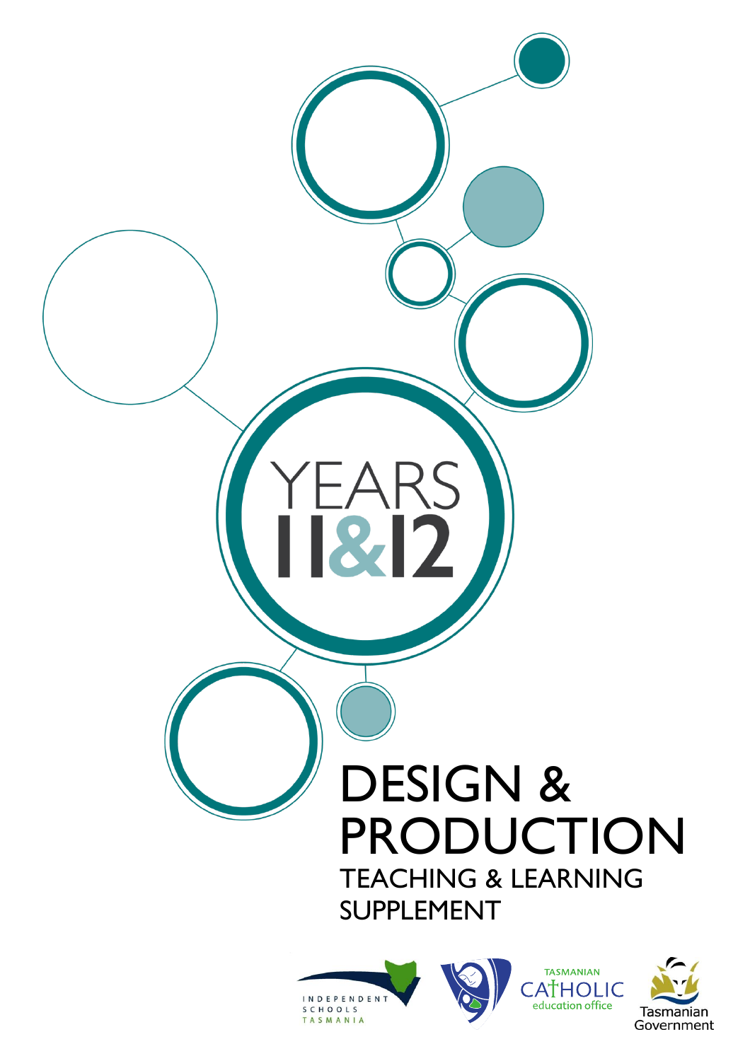YEARS
11&12

# DESIGN & PRODUCTION

## TEACHING & LEARNING SUPPLEMENT

INDEPENDENT SCHOOLS TASMANIA

TASMANIAN CATHOLIC education office

Tasmanian Government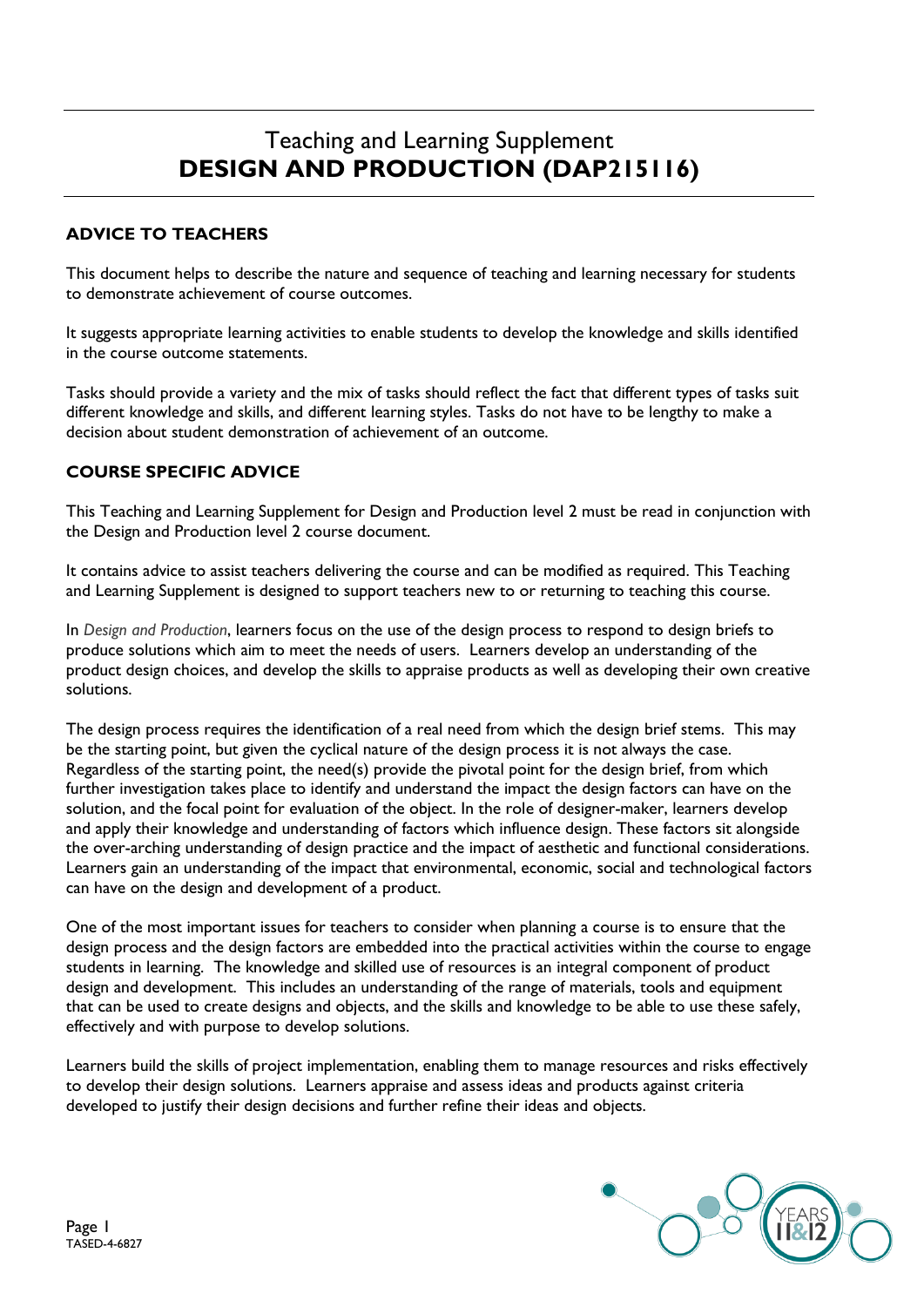# Teaching and Learning Supplement
# DESIGN AND PRODUCTION (DAP215116)

## ADVICE TO TEACHERS

This document helps to describe the nature and sequence of teaching and learning necessary for students to demonstrate achievement of course outcomes.

It suggests appropriate learning activities to enable students to develop the knowledge and skills identified in the course outcome statements.

Tasks should provide a variety and the mix of tasks should reflect the fact that different types of tasks suit different knowledge and skills, and different learning styles. Tasks do not have to be lengthy to make a decision about student demonstration of achievement of an outcome.

## COURSE SPECIFIC ADVICE

This Teaching and Learning Supplement for Design and Production level 2 must be read in conjunction with the Design and Production level 2 course document.

It contains advice to assist teachers delivering the course and can be modified as required. This Teaching and Learning Supplement is designed to support teachers new to or returning to teaching this course.

In *Design and Production*, learners focus on the use of the design process to respond to design briefs to produce solutions which aim to meet the needs of users. Learners develop an understanding of the product design choices, and develop the skills to appraise products as well as developing their own creative solutions.

The design process requires the identification of a real need from which the design brief stems. This may be the starting point, but given the cyclical nature of the design process it is not always the case. Regardless of the starting point, the need(s) provide the pivotal point for the design brief, from which further investigation takes place to identify and understand the impact the design factors can have on the solution, and the focal point for evaluation of the object. In the role of designer-maker, learners develop and apply their knowledge and understanding of factors which influence design. These factors sit alongside the over-arching understanding of design practice and the impact of aesthetic and functional considerations. Learners gain an understanding of the impact that environmental, economic, social and technological factors can have on the design and development of a product.

One of the most important issues for teachers to consider when planning a course is to ensure that the design process and the design factors are embedded into the practical activities within the course to engage students in learning. The knowledge and skilled use of resources is an integral component of product design and development. This includes an understanding of the range of materials, tools and equipment that can be used to create designs and objects, and the skills and knowledge to be able to use these safely, effectively and with purpose to develop solutions.

Learners build the skills of project implementation, enabling them to manage resources and risks effectively to develop their design solutions. Learners appraise and assess ideas and products against criteria developed to justify their design decisions and further refine their ideas and objects.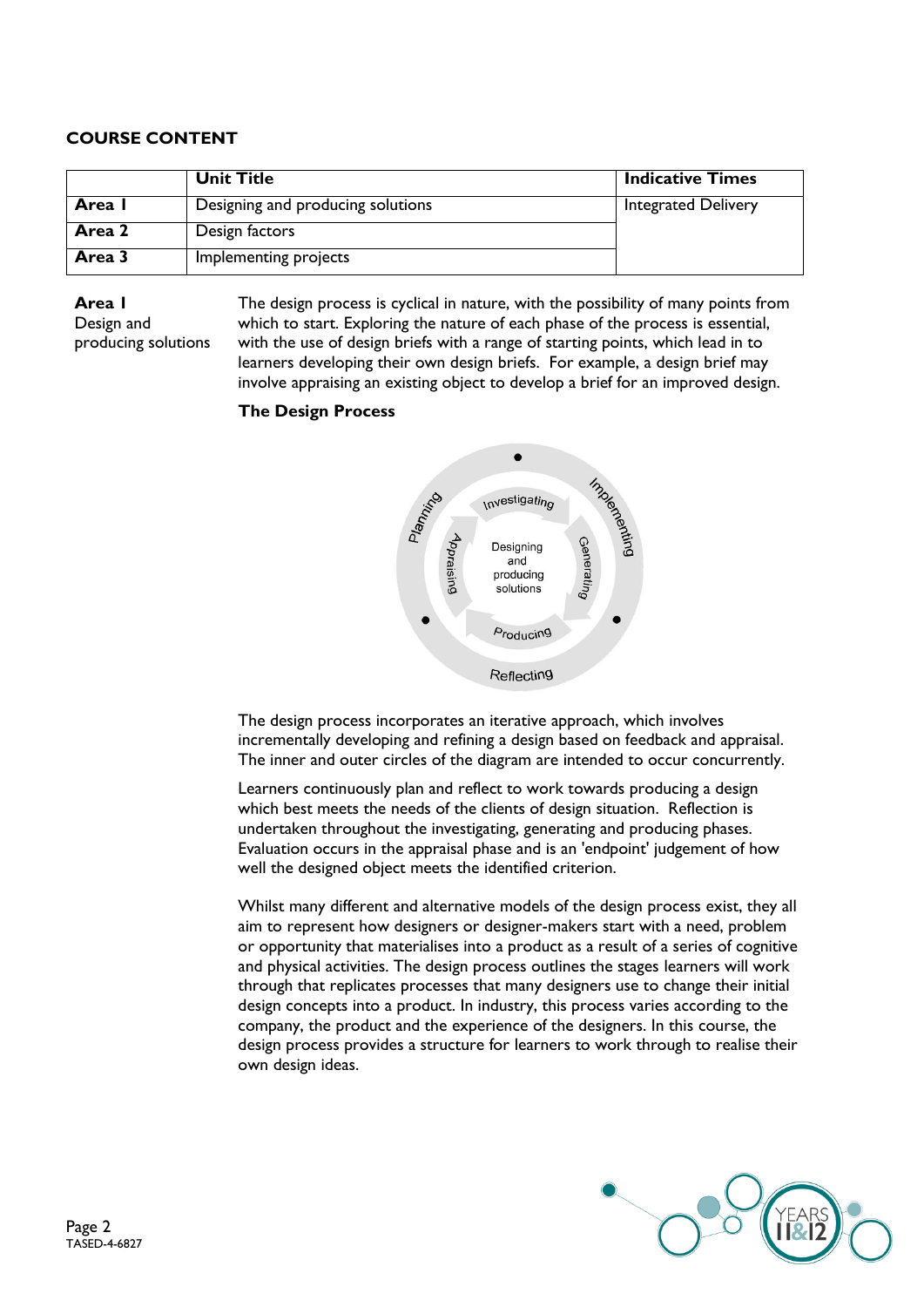## COURSE CONTENT

| | Unit Title | Indicative Times |
|---|---|---|
| **Area 1** | Designing and producing solutions | Integrated Delivery |
| **Area 2** | Design factors | |
| **Area 3** | Implementing projects | |

**Area 1**
Design and producing solutions

The design process is cyclical in nature, with the possibility of many points from which to start. Exploring the nature of each phase of the process is essential, with the use of design briefs with a range of starting points, which lead in to learners developing their own design briefs. For example, a design brief may involve appraising an existing object to develop a brief for an improved design.

**The Design Process**

Planning, Implementing, Reflecting (outer circle); Investigating, Generating, Producing, Appraising (inner circle); Designing and producing solutions (centre)

The design process incorporates an iterative approach, which involves incrementally developing and refining a design based on feedback and appraisal. The inner and outer circles of the diagram are intended to occur concurrently.

Learners continuously plan and reflect to work towards producing a design which best meets the needs of the clients of design situation. Reflection is undertaken throughout the investigating, generating and producing phases. Evaluation occurs in the appraisal phase and is an 'endpoint' judgement of how well the designed object meets the identified criterion.

Whilst many different and alternative models of the design process exist, they all aim to represent how designers or designer-makers start with a need, problem or opportunity that materialises into a product as a result of a series of cognitive and physical activities. The design process outlines the stages learners will work through that replicates processes that many designers use to change their initial design concepts into a product. In industry, this process varies according to the company, the product and the experience of the designers. In this course, the design process provides a structure for learners to work through to realise their own design ideas.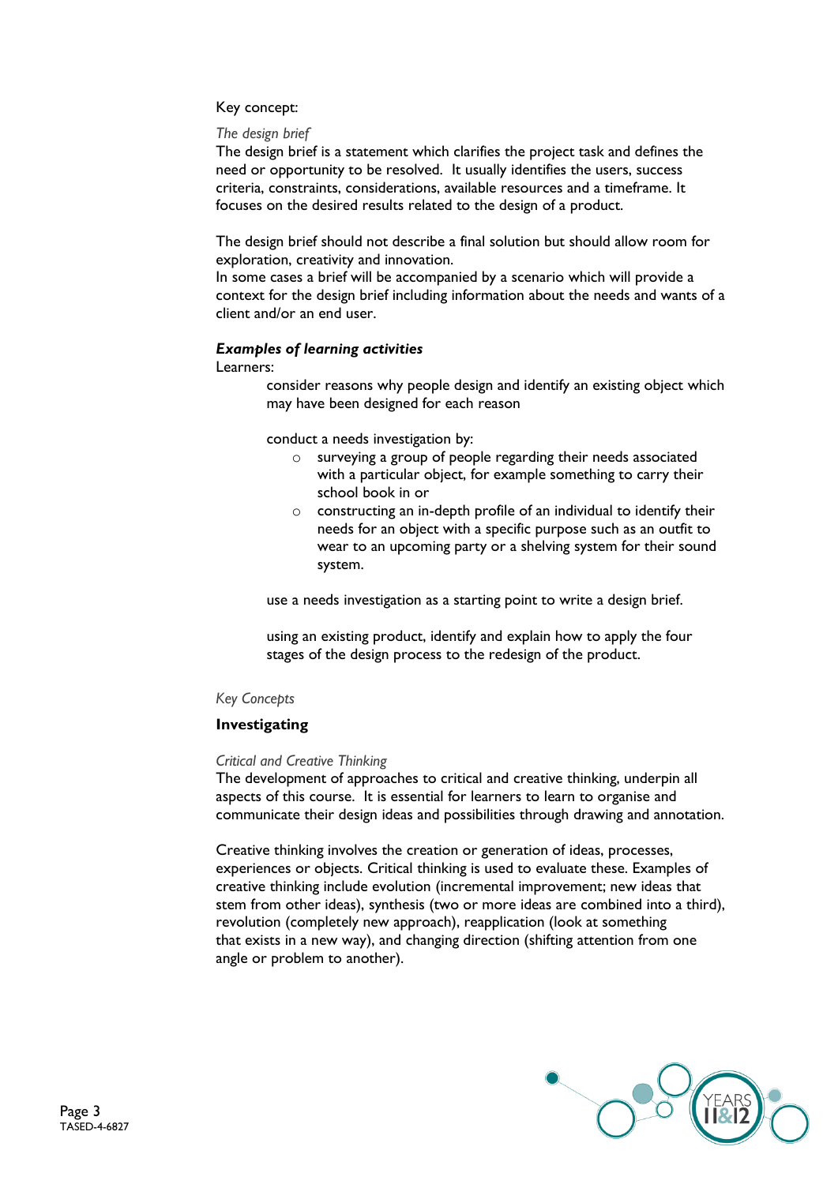Key concept:

*The design brief*

The design brief is a statement which clarifies the project task and defines the need or opportunity to be resolved. It usually identifies the users, success criteria, constraints, considerations, available resources and a timeframe. It focuses on the desired results related to the design of a product.

The design brief should not describe a final solution but should allow room for exploration, creativity and innovation.

In some cases a brief will be accompanied by a scenario which will provide a context for the design brief including information about the needs and wants of a client and/or an end user.

***Examples of learning activities***

Learners:

consider reasons why people design and identify an existing object which may have been designed for each reason

conduct a needs investigation by:

- surveying a group of people regarding their needs associated with a particular object, for example something to carry their school book in or
- constructing an in-depth profile of an individual to identify their needs for an object with a specific purpose such as an outfit to wear to an upcoming party or a shelving system for their sound system.

use a needs investigation as a starting point to write a design brief.

using an existing product, identify and explain how to apply the four stages of the design process to the redesign of the product.

*Key Concepts*

## Investigating

*Critical and Creative Thinking*

The development of approaches to critical and creative thinking, underpin all aspects of this course. It is essential for learners to learn to organise and communicate their design ideas and possibilities through drawing and annotation.

Creative thinking involves the creation or generation of ideas, processes, experiences or objects. Critical thinking is used to evaluate these. Examples of creative thinking include evolution (incremental improvement; new ideas that stem from other ideas), synthesis (two or more ideas are combined into a third), revolution (completely new approach), reapplication (look at something that exists in a new way), and changing direction (shifting attention from one angle or problem to another).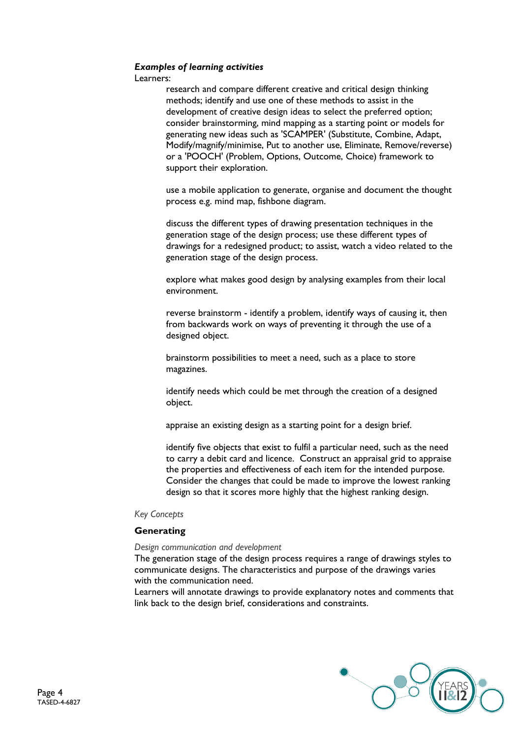***Examples of learning activities***

Learners:

- research and compare different creative and critical design thinking methods; identify and use one of these methods to assist in the development of creative design ideas to select the preferred option; consider brainstorming, mind mapping as a starting point or models for generating new ideas such as 'SCAMPER' (Substitute, Combine, Adapt, Modify/magnify/minimise, Put to another use, Eliminate, Remove/reverse) or a 'POOCH' (Problem, Options, Outcome, Choice) framework to support their exploration.

- use a mobile application to generate, organise and document the thought process e.g. mind map, fishbone diagram.

- discuss the different types of drawing presentation techniques in the generation stage of the design process; use these different types of drawings for a redesigned product; to assist, watch a video related to the generation stage of the design process.

- explore what makes good design by analysing examples from their local environment.

- reverse brainstorm - identify a problem, identify ways of causing it, then from backwards work on ways of preventing it through the use of a designed object.

- brainstorm possibilities to meet a need, such as a place to store magazines.

- identify needs which could be met through the creation of a designed object.

- appraise an existing design as a starting point for a design brief.

- identify five objects that exist to fulfil a particular need, such as the need to carry a debit card and licence. Construct an appraisal grid to appraise the properties and effectiveness of each item for the intended purpose. Consider the changes that could be made to improve the lowest ranking design so that it scores more highly that the highest ranking design.

*Key Concepts*

**Generating**

*Design communication and development*

The generation stage of the design process requires a range of drawings styles to communicate designs. The characteristics and purpose of the drawings varies with the communication need.

Learners will annotate drawings to provide explanatory notes and comments that link back to the design brief, considerations and constraints.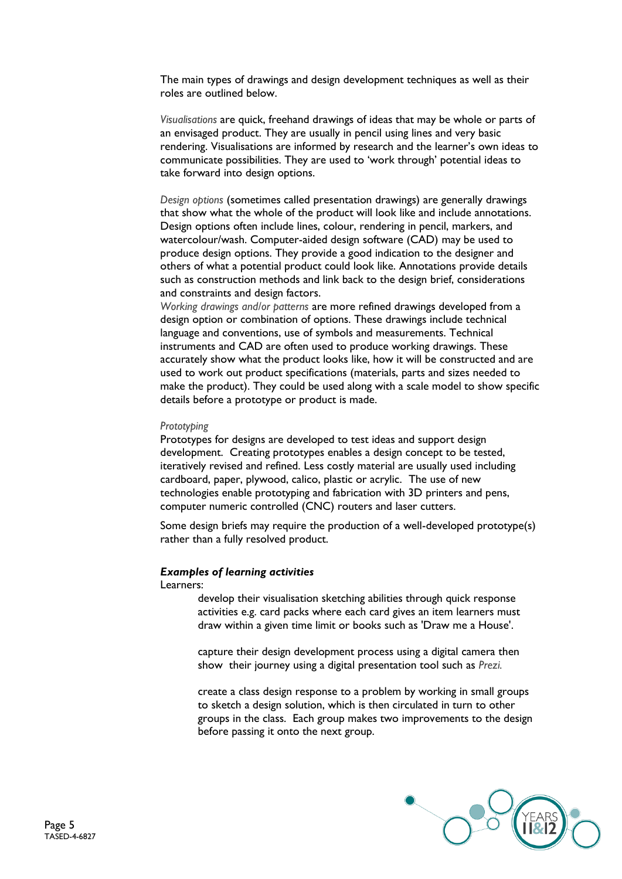The main types of drawings and design development techniques as well as their roles are outlined below.

*Visualisations* are quick, freehand drawings of ideas that may be whole or parts of an envisaged product. They are usually in pencil using lines and very basic rendering. Visualisations are informed by research and the learner's own ideas to communicate possibilities. They are used to 'work through' potential ideas to take forward into design options.

*Design options* (sometimes called presentation drawings) are generally drawings that show what the whole of the product will look like and include annotations. Design options often include lines, colour, rendering in pencil, markers, and watercolour/wash. Computer-aided design software (CAD) may be used to produce design options. They provide a good indication to the designer and others of what a potential product could look like. Annotations provide details such as construction methods and link back to the design brief, considerations and constraints and design factors.

*Working drawings and/or patterns* are more refined drawings developed from a design option or combination of options. These drawings include technical language and conventions, use of symbols and measurements. Technical instruments and CAD are often used to produce working drawings. These accurately show what the product looks like, how it will be constructed and are used to work out product specifications (materials, parts and sizes needed to make the product). They could be used along with a scale model to show specific details before a prototype or product is made.

*Prototyping*

Prototypes for designs are developed to test ideas and support design development. Creating prototypes enables a design concept to be tested, iteratively revised and refined. Less costly material are usually used including cardboard, paper, plywood, calico, plastic or acrylic. The use of new technologies enable prototyping and fabrication with 3D printers and pens, computer numeric controlled (CNC) routers and laser cutters.

Some design briefs may require the production of a well-developed prototype(s) rather than a fully resolved product.

***Examples of learning activities***

Learners:

- develop their visualisation sketching abilities through quick response activities e.g. card packs where each card gives an item learners must draw within a given time limit or books such as 'Draw me a House'.
- capture their design development process using a digital camera then show their journey using a digital presentation tool such as *Prezi.*
- create a class design response to a problem by working in small groups to sketch a design solution, which is then circulated in turn to other groups in the class. Each group makes two improvements to the design before passing it onto the next group.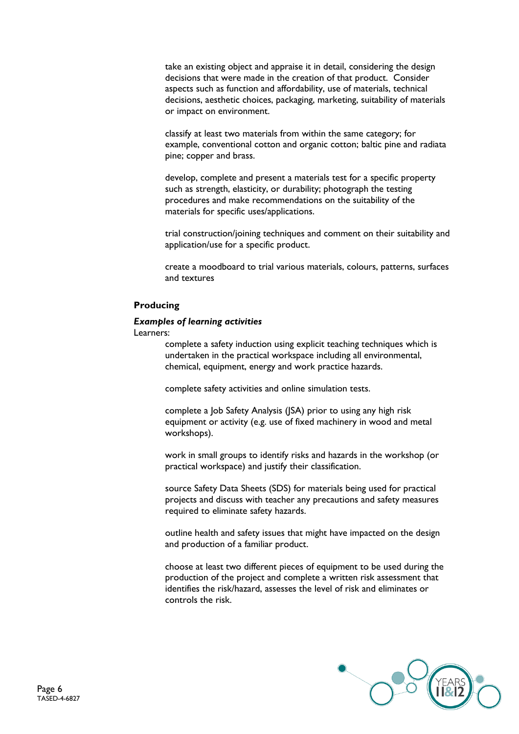take an existing object and appraise it in detail, considering the design decisions that were made in the creation of that product. Consider aspects such as function and affordability, use of materials, technical decisions, aesthetic choices, packaging, marketing, suitability of materials or impact on environment.

classify at least two materials from within the same category; for example, conventional cotton and organic cotton; baltic pine and radiata pine; copper and brass.

develop, complete and present a materials test for a specific property such as strength, elasticity, or durability; photograph the testing procedures and make recommendations on the suitability of the materials for specific uses/applications.

trial construction/joining techniques and comment on their suitability and application/use for a specific product.

create a moodboard to trial various materials, colours, patterns, surfaces and textures

**Producing**

***Examples of learning activities***

Learners:

complete a safety induction using explicit teaching techniques which is undertaken in the practical workspace including all environmental, chemical, equipment, energy and work practice hazards.

complete safety activities and online simulation tests.

complete a Job Safety Analysis (JSA) prior to using any high risk equipment or activity (e.g. use of fixed machinery in wood and metal workshops).

work in small groups to identify risks and hazards in the workshop (or practical workspace) and justify their classification.

source Safety Data Sheets (SDS) for materials being used for practical projects and discuss with teacher any precautions and safety measures required to eliminate safety hazards.

outline health and safety issues that might have impacted on the design and production of a familiar product.

choose at least two different pieces of equipment to be used during the production of the project and complete a written risk assessment that identifies the risk/hazard, assesses the level of risk and eliminates or controls the risk.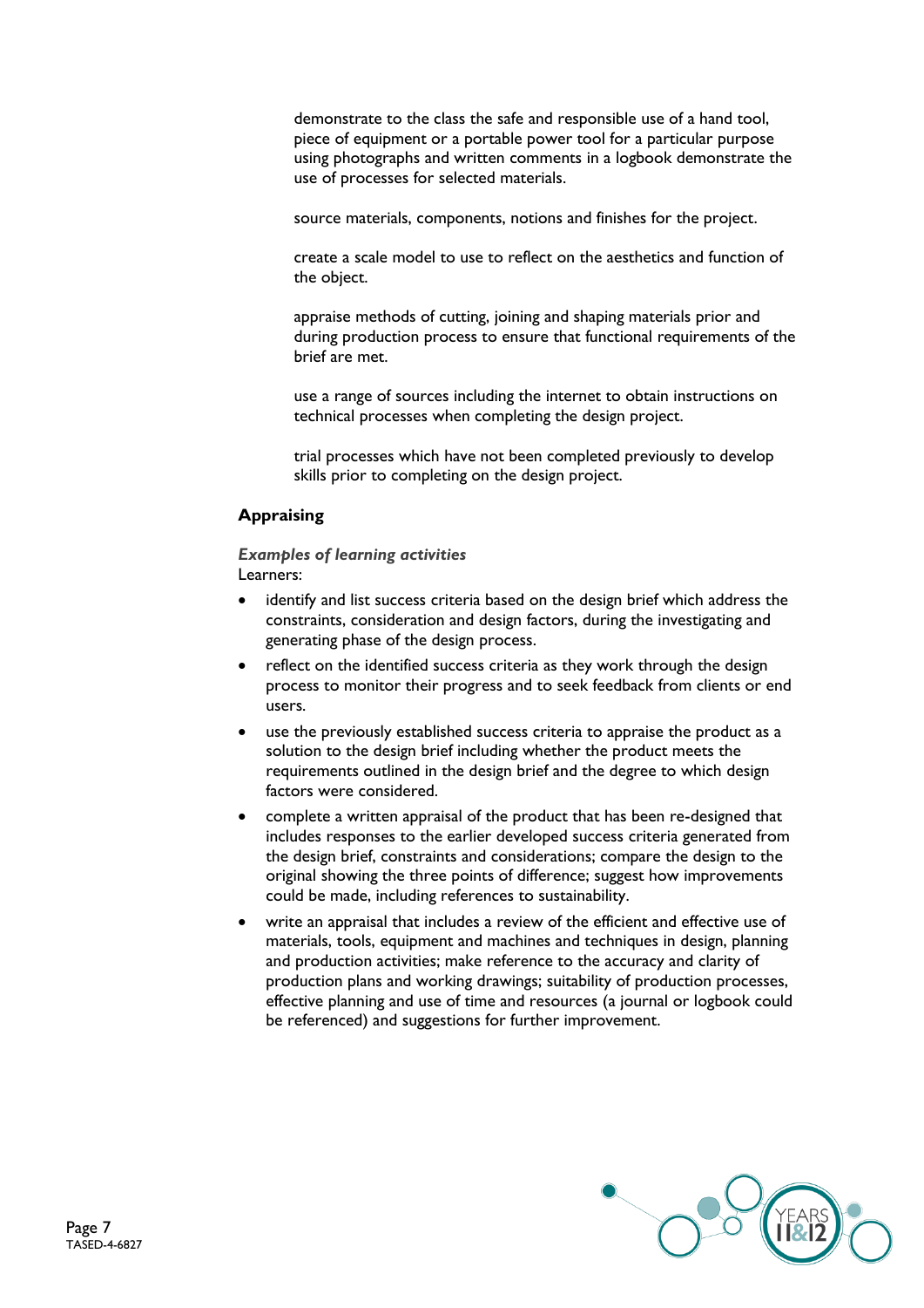demonstrate to the class the safe and responsible use of a hand tool, piece of equipment or a portable power tool for a particular purpose using photographs and written comments in a logbook demonstrate the use of processes for selected materials.

source materials, components, notions and finishes for the project.

create a scale model to use to reflect on the aesthetics and function of the object.

appraise methods of cutting, joining and shaping materials prior and during production process to ensure that functional requirements of the brief are met.

use a range of sources including the internet to obtain instructions on technical processes when completing the design project.

trial processes which have not been completed previously to develop skills prior to completing on the design project.

### Appraising

***Examples of learning activities***

Learners:

- identify and list success criteria based on the design brief which address the constraints, consideration and design factors, during the investigating and generating phase of the design process.
- reflect on the identified success criteria as they work through the design process to monitor their progress and to seek feedback from clients or end users.
- use the previously established success criteria to appraise the product as a solution to the design brief including whether the product meets the requirements outlined in the design brief and the degree to which design factors were considered.
- complete a written appraisal of the product that has been re-designed that includes responses to the earlier developed success criteria generated from the design brief, constraints and considerations; compare the design to the original showing the three points of difference; suggest how improvements could be made, including references to sustainability.
- write an appraisal that includes a review of the efficient and effective use of materials, tools, equipment and machines and techniques in design, planning and production activities; make reference to the accuracy and clarity of production plans and working drawings; suitability of production processes, effective planning and use of time and resources (a journal or logbook could be referenced) and suggestions for further improvement.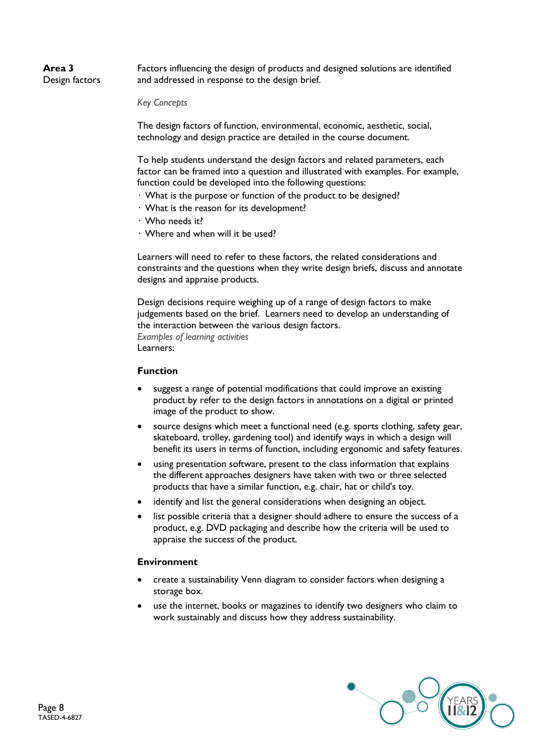**Area 3**
Design factors

Factors influencing the design of products and designed solutions are identified and addressed in response to the design brief.

*Key Concepts*

The design factors of function, environmental, economic, aesthetic, social, technology and design practice are detailed in the course document.

To help students understand the design factors and related parameters, each factor can be framed into a question and illustrated with examples. For example, function could be developed into the following questions:

· What is the purpose or function of the product to be designed?
· What is the reason for its development?
· Who needs it?
· Where and when will it be used?

Learners will need to refer to these factors, the related considerations and constraints and the questions when they write design briefs, discuss and annotate designs and appraise products.

Design decisions require weighing up of a range of design factors to make judgements based on the brief. Learners need to develop an understanding of the interaction between the various design factors.

*Examples of learning activities*

Learners:

**Function**

- suggest a range of potential modifications that could improve an existing product by refer to the design factors in annotations on a digital or printed image of the product to show.
- source designs which meet a functional need (e.g. sports clothing, safety gear, skateboard, trolley, gardening tool) and identify ways in which a design will benefit its users in terms of function, including ergonomic and safety features.
- using presentation software, present to the class information that explains the different approaches designers have taken with two or three selected products that have a similar function, e.g. chair, hat or child's toy.
- identify and list the general considerations when designing an object.
- list possible criteria that a designer should adhere to ensure the success of a product, e.g. DVD packaging and describe how the criteria will be used to appraise the success of the product.

**Environment**

- create a sustainability Venn diagram to consider factors when designing a storage box.
- use the internet, books or magazines to identify two designers who claim to work sustainably and discuss how they address sustainability.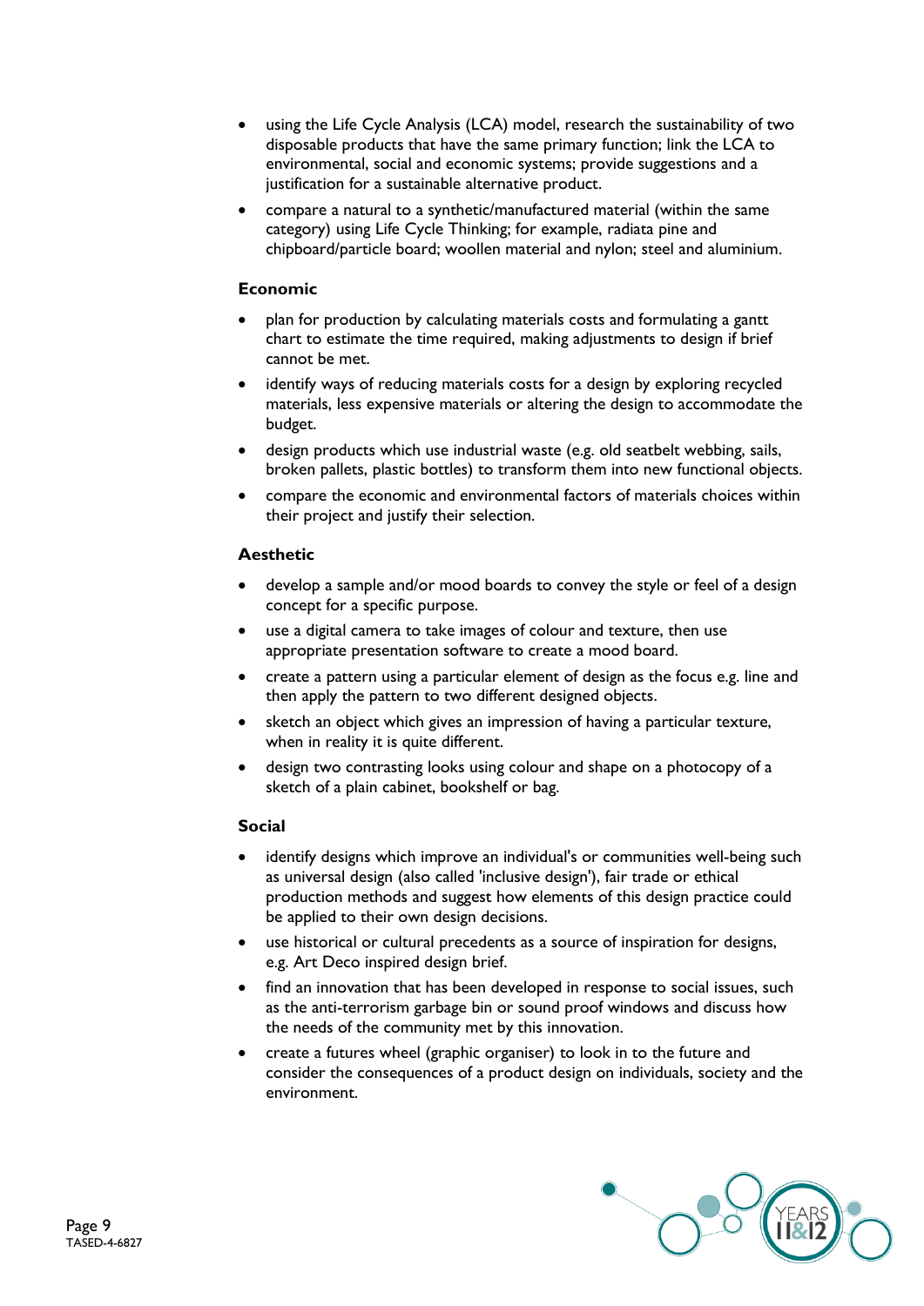- using the Life Cycle Analysis (LCA) model, research the sustainability of two disposable products that have the same primary function; link the LCA to environmental, social and economic systems; provide suggestions and a justification for a sustainable alternative product.
- compare a natural to a synthetic/manufactured material (within the same category) using Life Cycle Thinking; for example, radiata pine and chipboard/particle board; woollen material and nylon; steel and aluminium.

**Economic**

- plan for production by calculating materials costs and formulating a gantt chart to estimate the time required, making adjustments to design if brief cannot be met.
- identify ways of reducing materials costs for a design by exploring recycled materials, less expensive materials or altering the design to accommodate the budget.
- design products which use industrial waste (e.g. old seatbelt webbing, sails, broken pallets, plastic bottles) to transform them into new functional objects.
- compare the economic and environmental factors of materials choices within their project and justify their selection.

**Aesthetic**

- develop a sample and/or mood boards to convey the style or feel of a design concept for a specific purpose.
- use a digital camera to take images of colour and texture, then use appropriate presentation software to create a mood board.
- create a pattern using a particular element of design as the focus e.g. line and then apply the pattern to two different designed objects.
- sketch an object which gives an impression of having a particular texture, when in reality it is quite different.
- design two contrasting looks using colour and shape on a photocopy of a sketch of a plain cabinet, bookshelf or bag.

**Social**

- identify designs which improve an individual's or communities well-being such as universal design (also called 'inclusive design'), fair trade or ethical production methods and suggest how elements of this design practice could be applied to their own design decisions.
- use historical or cultural precedents as a source of inspiration for designs, e.g. Art Deco inspired design brief.
- find an innovation that has been developed in response to social issues, such as the anti-terrorism garbage bin or sound proof windows and discuss how the needs of the community met by this innovation.
- create a futures wheel (graphic organiser) to look in to the future and consider the consequences of a product design on individuals, society and the environment.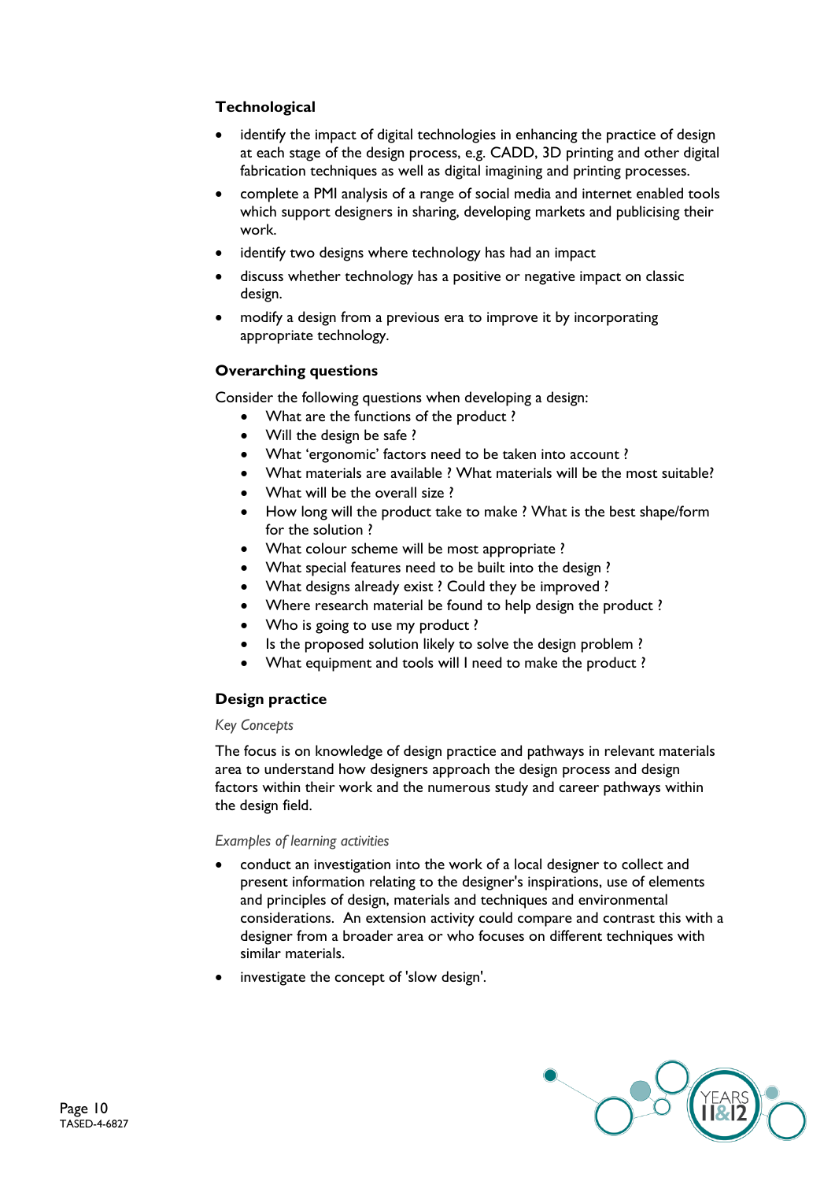### Technological

- identify the impact of digital technologies in enhancing the practice of design at each stage of the design process, e.g. CADD, 3D printing and other digital fabrication techniques as well as digital imagining and printing processes.
- complete a PMI analysis of a range of social media and internet enabled tools which support designers in sharing, developing markets and publicising their work.
- identify two designs where technology has had an impact
- discuss whether technology has a positive or negative impact on classic design.
- modify a design from a previous era to improve it by incorporating appropriate technology.

### Overarching questions

Consider the following questions when developing a design:

- What are the functions of the product ?
- Will the design be safe ?
- What 'ergonomic' factors need to be taken into account ?
- What materials are available ? What materials will be the most suitable?
- What will be the overall size ?
- How long will the product take to make ? What is the best shape/form for the solution ?
- What colour scheme will be most appropriate ?
- What special features need to be built into the design ?
- What designs already exist ? Could they be improved ?
- Where research material be found to help design the product ?
- Who is going to use my product ?
- Is the proposed solution likely to solve the design problem ?
- What equipment and tools will I need to make the product ?

### Design practice

*Key Concepts*

The focus is on knowledge of design practice and pathways in relevant materials area to understand how designers approach the design process and design factors within their work and the numerous study and career pathways within the design field.

*Examples of learning activities*

- conduct an investigation into the work of a local designer to collect and present information relating to the designer's inspirations, use of elements and principles of design, materials and techniques and environmental considerations. An extension activity could compare and contrast this with a designer from a broader area or who focuses on different techniques with similar materials.
- investigate the concept of 'slow design'.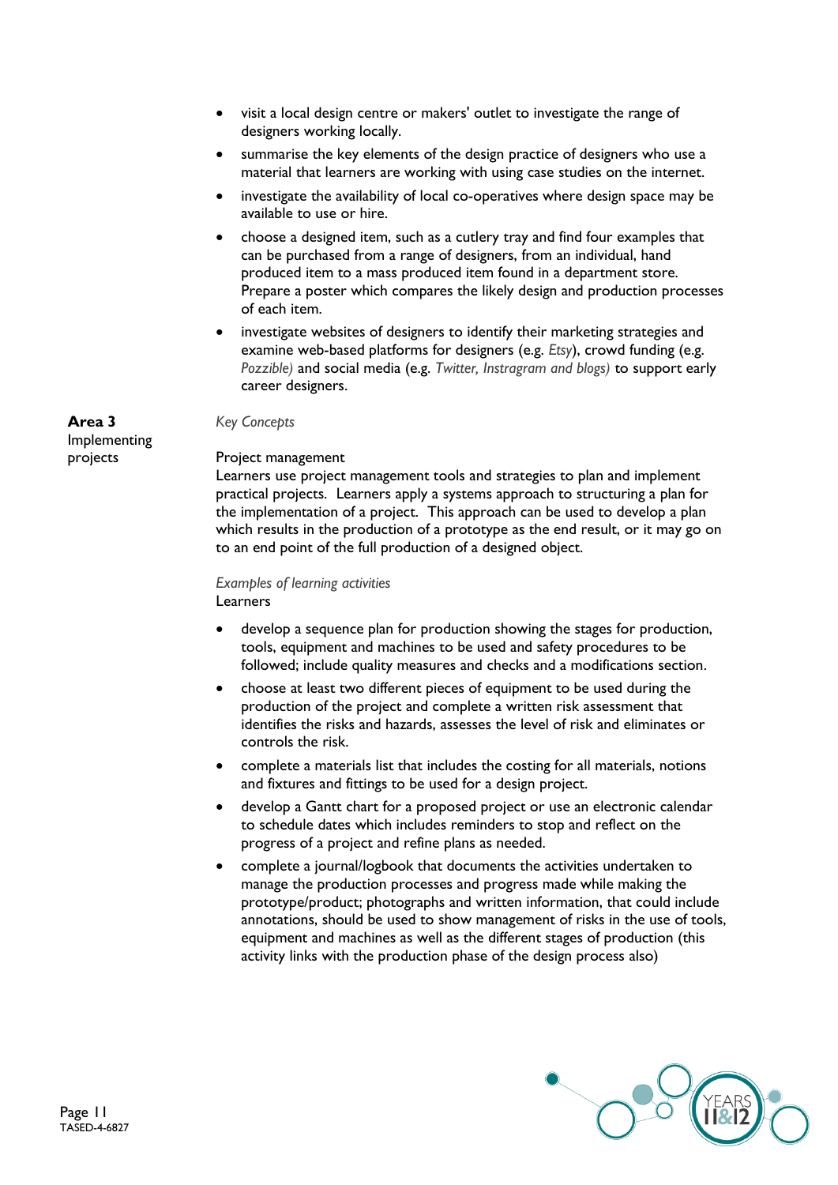- visit a local design centre or makers' outlet to investigate the range of designers working locally.
- summarise the key elements of the design practice of designers who use a material that learners are working with using case studies on the internet.
- investigate the availability of local co-operatives where design space may be available to use or hire.
- choose a designed item, such as a cutlery tray and find four examples that can be purchased from a range of designers, from an individual, hand produced item to a mass produced item found in a department store. Prepare a poster which compares the likely design and production processes of each item.
- investigate websites of designers to identify their marketing strategies and examine web-based platforms for designers (e.g. *Etsy*), crowd funding (e.g. *Pozzible)* and social media (e.g. *Twitter, Instragram and blogs)* to support early career designers.

**Area 3** Implementing projects

*Key Concepts*

Project management

Learners use project management tools and strategies to plan and implement practical projects. Learners apply a systems approach to structuring a plan for the implementation of a project. This approach can be used to develop a plan which results in the production of a prototype as the end result, or it may go on to an end point of the full production of a designed object.

*Examples of learning activities*

Learners

- develop a sequence plan for production showing the stages for production, tools, equipment and machines to be used and safety procedures to be followed; include quality measures and checks and a modifications section.
- choose at least two different pieces of equipment to be used during the production of the project and complete a written risk assessment that identifies the risks and hazards, assesses the level of risk and eliminates or controls the risk.
- complete a materials list that includes the costing for all materials, notions and fixtures and fittings to be used for a design project.
- develop a Gantt chart for a proposed project or use an electronic calendar to schedule dates which includes reminders to stop and reflect on the progress of a project and refine plans as needed.
- complete a journal/logbook that documents the activities undertaken to manage the production processes and progress made while making the prototype/product; photographs and written information, that could include annotations, should be used to show management of risks in the use of tools, equipment and machines as well as the different stages of production (this activity links with the production phase of the design process also)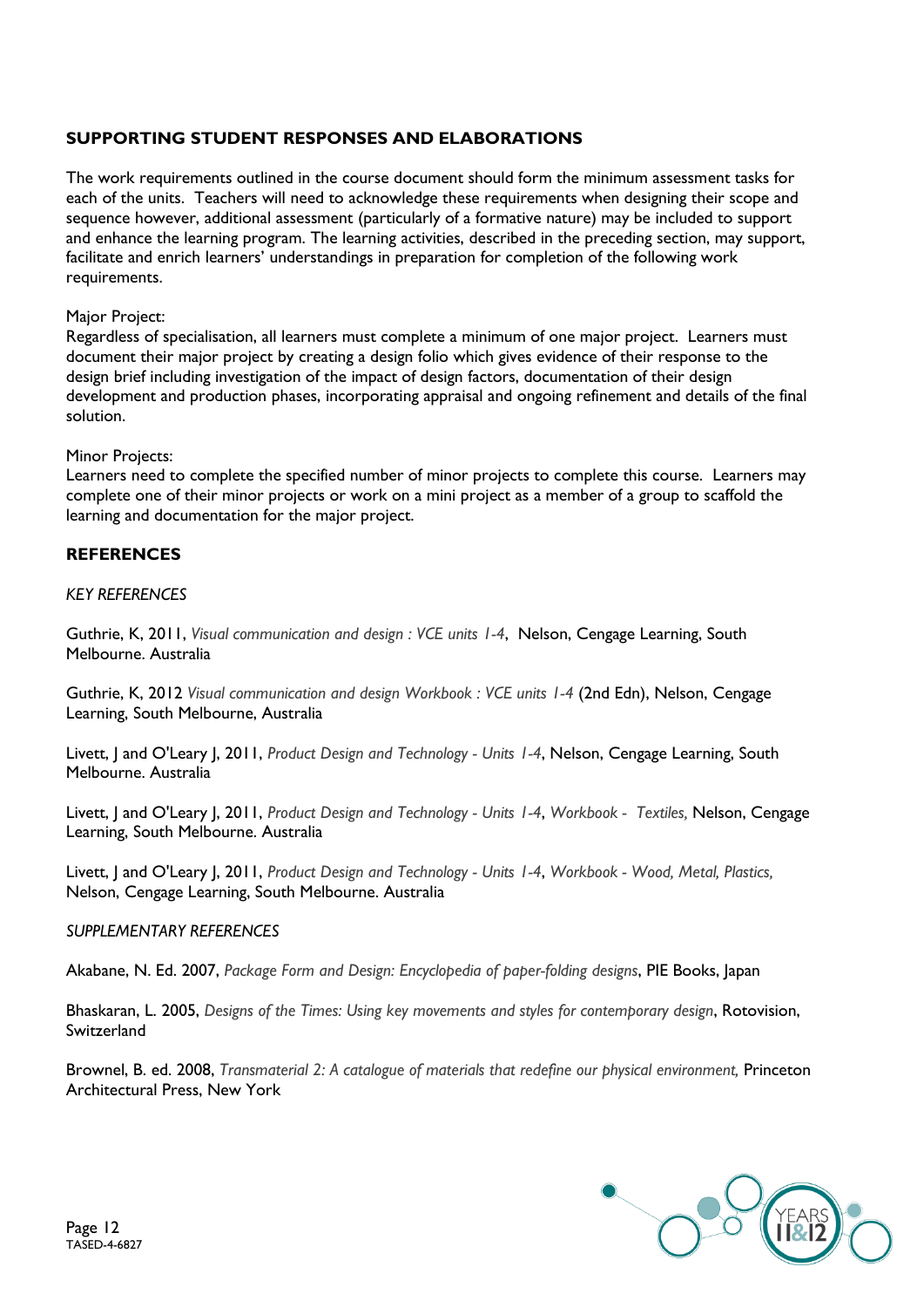## SUPPORTING STUDENT RESPONSES AND ELABORATIONS

The work requirements outlined in the course document should form the minimum assessment tasks for each of the units. Teachers will need to acknowledge these requirements when designing their scope and sequence however, additional assessment (particularly of a formative nature) may be included to support and enhance the learning program. The learning activities, described in the preceding section, may support, facilitate and enrich learners' understandings in preparation for completion of the following work requirements.

Major Project:
Regardless of specialisation, all learners must complete a minimum of one major project. Learners must document their major project by creating a design folio which gives evidence of their response to the design brief including investigation of the impact of design factors, documentation of their design development and production phases, incorporating appraisal and ongoing refinement and details of the final solution.

Minor Projects:
Learners need to complete the specified number of minor projects to complete this course. Learners may complete one of their minor projects or work on a mini project as a member of a group to scaffold the learning and documentation for the major project.

## REFERENCES

*KEY REFERENCES*

Guthrie, K, 2011, *Visual communication and design : VCE units 1-4*, Nelson, Cengage Learning, South Melbourne. Australia

Guthrie, K, 2012 *Visual communication and design Workbook : VCE units 1-4* (2nd Edn), Nelson, Cengage Learning, South Melbourne, Australia

Livett, J and O'Leary J, 2011, *Product Design and Technology - Units 1-4*, Nelson, Cengage Learning, South Melbourne. Australia

Livett, J and O'Leary J, 2011, *Product Design and Technology - Units 1-4*, *Workbook - Textiles,* Nelson, Cengage Learning, South Melbourne. Australia

Livett, J and O'Leary J, 2011, *Product Design and Technology - Units 1-4*, *Workbook - Wood, Metal, Plastics,* Nelson, Cengage Learning, South Melbourne. Australia

*SUPPLEMENTARY REFERENCES*

Akabane, N. Ed. 2007, *Package Form and Design: Encyclopedia of paper-folding designs*, PIE Books, Japan

Bhaskaran, L. 2005, *Designs of the Times: Using key movements and styles for contemporary design*, Rotovision, Switzerland

Brownel, B. ed. 2008, *Transmaterial 2: A catalogue of materials that redefine our physical environment,* Princeton Architectural Press, New York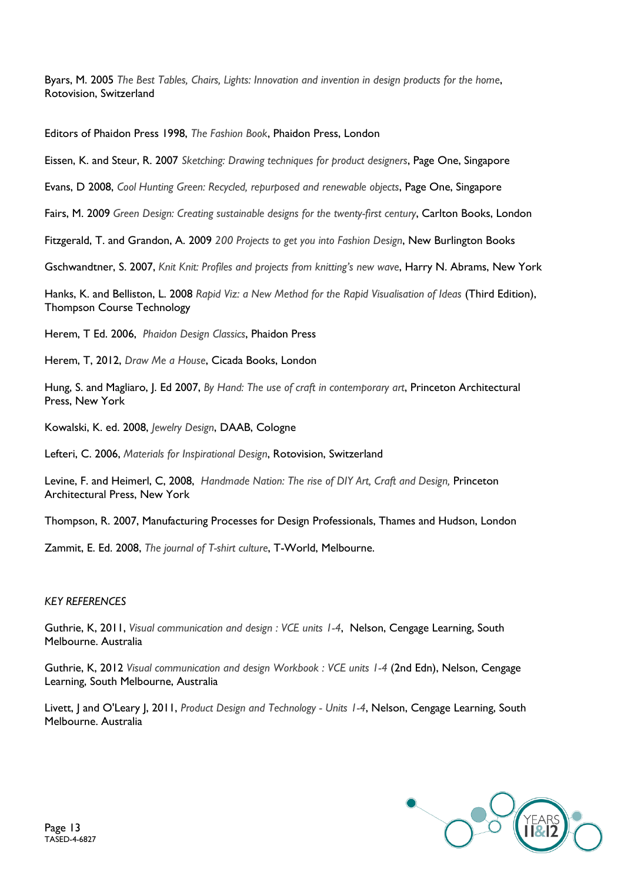Byars, M. 2005 *The Best Tables, Chairs, Lights: Innovation and invention in design products for the home*, Rotovision, Switzerland

Editors of Phaidon Press 1998, *The Fashion Book*, Phaidon Press, London

Eissen, K. and Steur, R. 2007 *Sketching: Drawing techniques for product designers*, Page One, Singapore

Evans, D 2008, *Cool Hunting Green: Recycled, repurposed and renewable objects*, Page One, Singapore

Fairs, M. 2009 *Green Design: Creating sustainable designs for the twenty-first century*, Carlton Books, London

Fitzgerald, T. and Grandon, A. 2009 *200 Projects to get you into Fashion Design*, New Burlington Books

Gschwandtner, S. 2007, *Knit Knit: Profiles and projects from knitting's new wave*, Harry N. Abrams, New York

Hanks, K. and Belliston, L. 2008 *Rapid Viz: a New Method for the Rapid Visualisation of Ideas* (Third Edition), Thompson Course Technology

Herem, T Ed. 2006, *Phaidon Design Classics*, Phaidon Press

Herem, T, 2012, *Draw Me a House*, Cicada Books, London

Hung, S. and Magliaro, J. Ed 2007, *By Hand: The use of craft in contemporary art*, Princeton Architectural Press, New York

Kowalski, K. ed. 2008, *Jewelry Design*, DAAB, Cologne

Lefteri, C. 2006, *Materials for Inspirational Design*, Rotovision, Switzerland

Levine, F. and Heimerl, C, 2008, *Handmade Nation: The rise of DIY Art, Craft and Design,* Princeton Architectural Press, New York

Thompson, R. 2007, Manufacturing Processes for Design Professionals, Thames and Hudson, London

Zammit, E. Ed. 2008, *The journal of T-shirt culture*, T-World, Melbourne.

*KEY REFERENCES*

Guthrie, K, 2011, *Visual communication and design : VCE units 1-4*, Nelson, Cengage Learning, South Melbourne. Australia

Guthrie, K, 2012 *Visual communication and design Workbook : VCE units 1-4* (2nd Edn), Nelson, Cengage Learning, South Melbourne, Australia

Livett, J and O'Leary J, 2011, *Product Design and Technology - Units 1-4*, Nelson, Cengage Learning, South Melbourne. Australia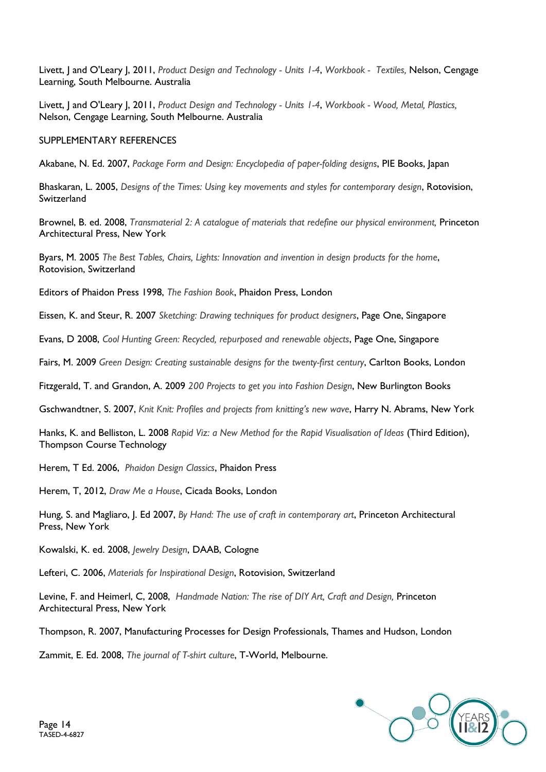Livett, J and O'Leary J, 2011, *Product Design and Technology - Units 1-4*, *Workbook - Textiles,* Nelson, Cengage Learning, South Melbourne. Australia

Livett, J and O'Leary J, 2011, *Product Design and Technology - Units 1-4*, *Workbook - Wood, Metal, Plastics,* Nelson, Cengage Learning, South Melbourne. Australia

SUPPLEMENTARY REFERENCES

Akabane, N. Ed. 2007, *Package Form and Design: Encyclopedia of paper-folding designs*, PIE Books, Japan

Bhaskaran, L. 2005, *Designs of the Times: Using key movements and styles for contemporary design*, Rotovision, Switzerland

Brownel, B. ed. 2008, *Transmaterial 2: A catalogue of materials that redefine our physical environment,* Princeton Architectural Press, New York

Byars, M. 2005 *The Best Tables, Chairs, Lights: Innovation and invention in design products for the home*, Rotovision, Switzerland

Editors of Phaidon Press 1998, *The Fashion Book*, Phaidon Press, London

Eissen, K. and Steur, R. 2007 *Sketching: Drawing techniques for product designers*, Page One, Singapore

Evans, D 2008, *Cool Hunting Green: Recycled, repurposed and renewable objects*, Page One, Singapore

Fairs, M. 2009 *Green Design: Creating sustainable designs for the twenty-first century*, Carlton Books, London

Fitzgerald, T. and Grandon, A. 2009 *200 Projects to get you into Fashion Design*, New Burlington Books

Gschwandtner, S. 2007, *Knit Knit: Profiles and projects from knitting's new wave*, Harry N. Abrams, New York

Hanks, K. and Belliston, L. 2008 *Rapid Viz: a New Method for the Rapid Visualisation of Ideas* (Third Edition), Thompson Course Technology

Herem, T Ed. 2006, *Phaidon Design Classics*, Phaidon Press

Herem, T, 2012, *Draw Me a House*, Cicada Books, London

Hung, S. and Magliaro, J. Ed 2007, *By Hand: The use of craft in contemporary art*, Princeton Architectural Press, New York

Kowalski, K. ed. 2008, *Jewelry Design*, DAAB, Cologne

Lefteri, C. 2006, *Materials for Inspirational Design*, Rotovision, Switzerland

Levine, F. and Heimerl, C, 2008, *Handmade Nation: The rise of DIY Art, Craft and Design,* Princeton Architectural Press, New York

Thompson, R. 2007, Manufacturing Processes for Design Professionals, Thames and Hudson, London

Zammit, E. Ed. 2008, *The journal of T-shirt culture*, T-World, Melbourne.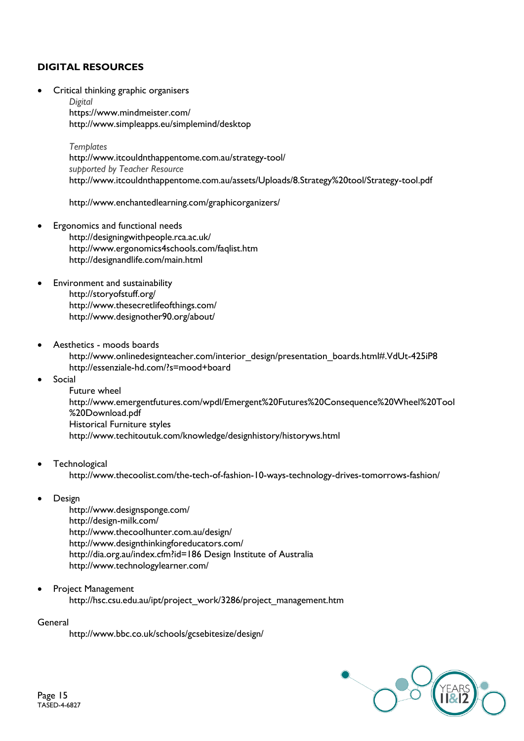## DIGITAL RESOURCES

- Critical thinking graphic organisers

  *Digital*
  https://www.mindmeister.com/
  http://www.simpleapps.eu/simplemind/desktop

  *Templates*
  http://www.itcouldnthappentome.com.au/strategy-tool/
  *supported by Teacher Resource*
  http://www.itcouldnthappentome.com.au/assets/Uploads/8.Strategy%20tool/Strategy-tool.pdf

  http://www.enchantedlearning.com/graphicorganizers/

- Ergonomics and functional needs
  http://designingwithpeople.rca.ac.uk/
  http://www.ergonomics4schools.com/faqlist.htm
  http://designandlife.com/main.html

- Environment and sustainability
  http://storyofstuff.org/
  http://www.thesecretlifeofthings.com/
  http://www.designother90.org/about/

- Aesthetics - moods boards
  http://www.onlinedesignteacher.com/interior_design/presentation_boards.html#.VdUt-425iP8
  http://essenziale-hd.com/?s=mood+board

- Social
  Future wheel
  http://www.emergentfutures.com/wpdl/Emergent%20Futures%20Consequence%20Wheel%20Tool%20Download.pdf
  Historical Furniture styles
  http://www.techitoutuk.com/knowledge/designhistory/historyws.html

- Technological
  http://www.thecoolist.com/the-tech-of-fashion-10-ways-technology-drives-tomorrows-fashion/

- Design
  http://www.designsponge.com/
  http://design-milk.com/
  http://www.thecoolhunter.com.au/design/
  http://www.designthinkingforeducators.com/
  http://dia.org.au/index.cfm?id=186 Design Institute of Australia
  http://www.technologylearner.com/

- Project Management
  http://hsc.csu.edu.au/ipt/project_work/3286/project_management.htm

General

  http://www.bbc.co.uk/schools/gcsebitesize/design/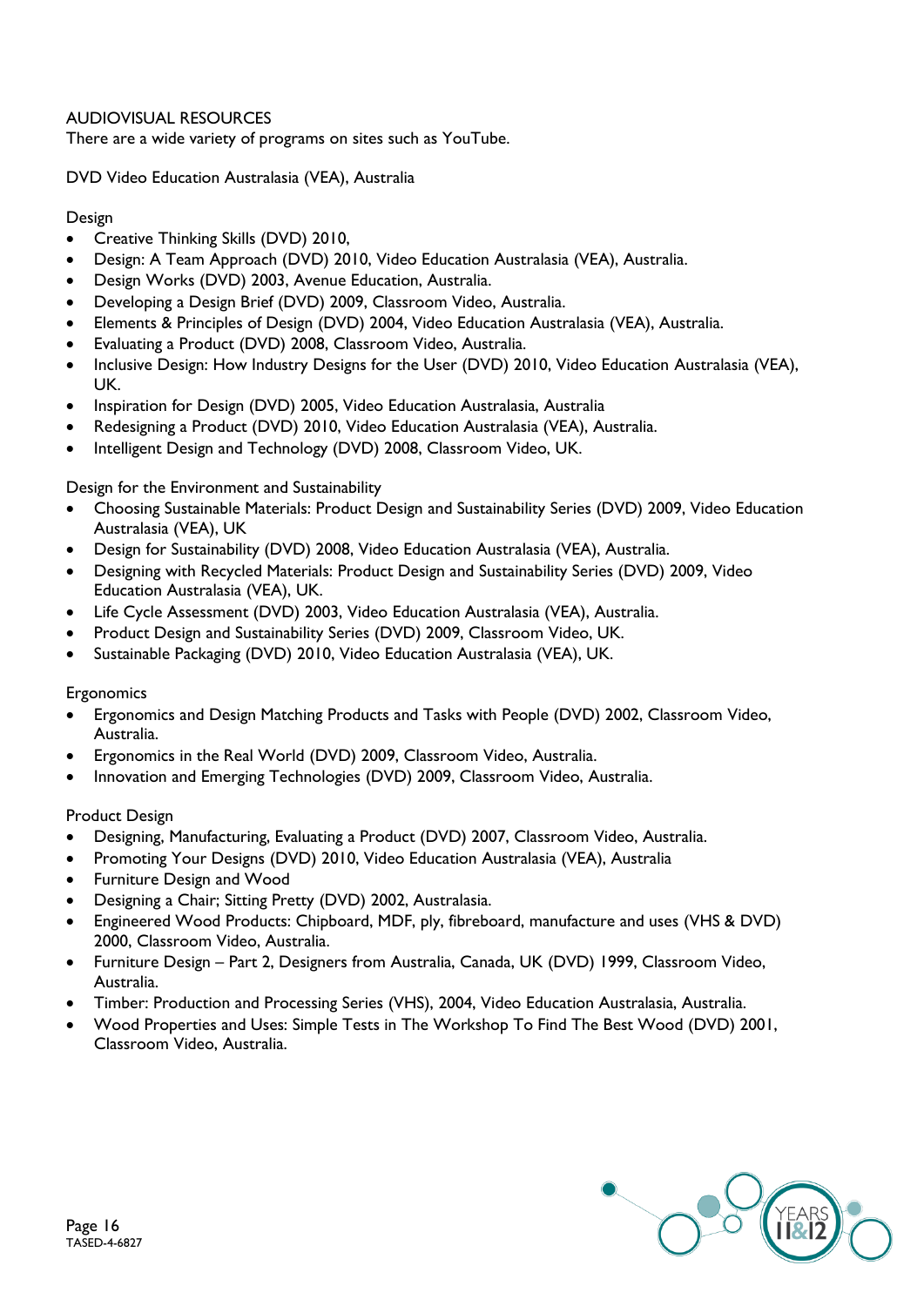AUDIOVISUAL RESOURCES
There are a wide variety of programs on sites such as YouTube.

DVD Video Education Australasia (VEA), Australia

Design

- Creative Thinking Skills (DVD) 2010,
- Design: A Team Approach (DVD) 2010, Video Education Australasia (VEA), Australia.
- Design Works (DVD) 2003, Avenue Education, Australia.
- Developing a Design Brief (DVD) 2009, Classroom Video, Australia.
- Elements & Principles of Design (DVD) 2004, Video Education Australasia (VEA), Australia.
- Evaluating a Product (DVD) 2008, Classroom Video, Australia.
- Inclusive Design: How Industry Designs for the User (DVD) 2010, Video Education Australasia (VEA), UK.
- Inspiration for Design (DVD) 2005, Video Education Australasia, Australia
- Redesigning a Product (DVD) 2010, Video Education Australasia (VEA), Australia.
- Intelligent Design and Technology (DVD) 2008, Classroom Video, UK.

Design for the Environment and Sustainability

- Choosing Sustainable Materials: Product Design and Sustainability Series (DVD) 2009, Video Education Australasia (VEA), UK
- Design for Sustainability (DVD) 2008, Video Education Australasia (VEA), Australia.
- Designing with Recycled Materials: Product Design and Sustainability Series (DVD) 2009, Video Education Australasia (VEA), UK.
- Life Cycle Assessment (DVD) 2003, Video Education Australasia (VEA), Australia.
- Product Design and Sustainability Series (DVD) 2009, Classroom Video, UK.
- Sustainable Packaging (DVD) 2010, Video Education Australasia (VEA), UK.

Ergonomics

- Ergonomics and Design Matching Products and Tasks with People (DVD) 2002, Classroom Video, Australia.
- Ergonomics in the Real World (DVD) 2009, Classroom Video, Australia.
- Innovation and Emerging Technologies (DVD) 2009, Classroom Video, Australia.

Product Design

- Designing, Manufacturing, Evaluating a Product (DVD) 2007, Classroom Video, Australia.
- Promoting Your Designs (DVD) 2010, Video Education Australasia (VEA), Australia
- Furniture Design and Wood
- Designing a Chair; Sitting Pretty (DVD) 2002, Australasia.
- Engineered Wood Products: Chipboard, MDF, ply, fibreboard, manufacture and uses (VHS & DVD) 2000, Classroom Video, Australia.
- Furniture Design – Part 2, Designers from Australia, Canada, UK (DVD) 1999, Classroom Video, Australia.
- Timber: Production and Processing Series (VHS), 2004, Video Education Australasia, Australia.
- Wood Properties and Uses: Simple Tests in The Workshop To Find The Best Wood (DVD) 2001, Classroom Video, Australia.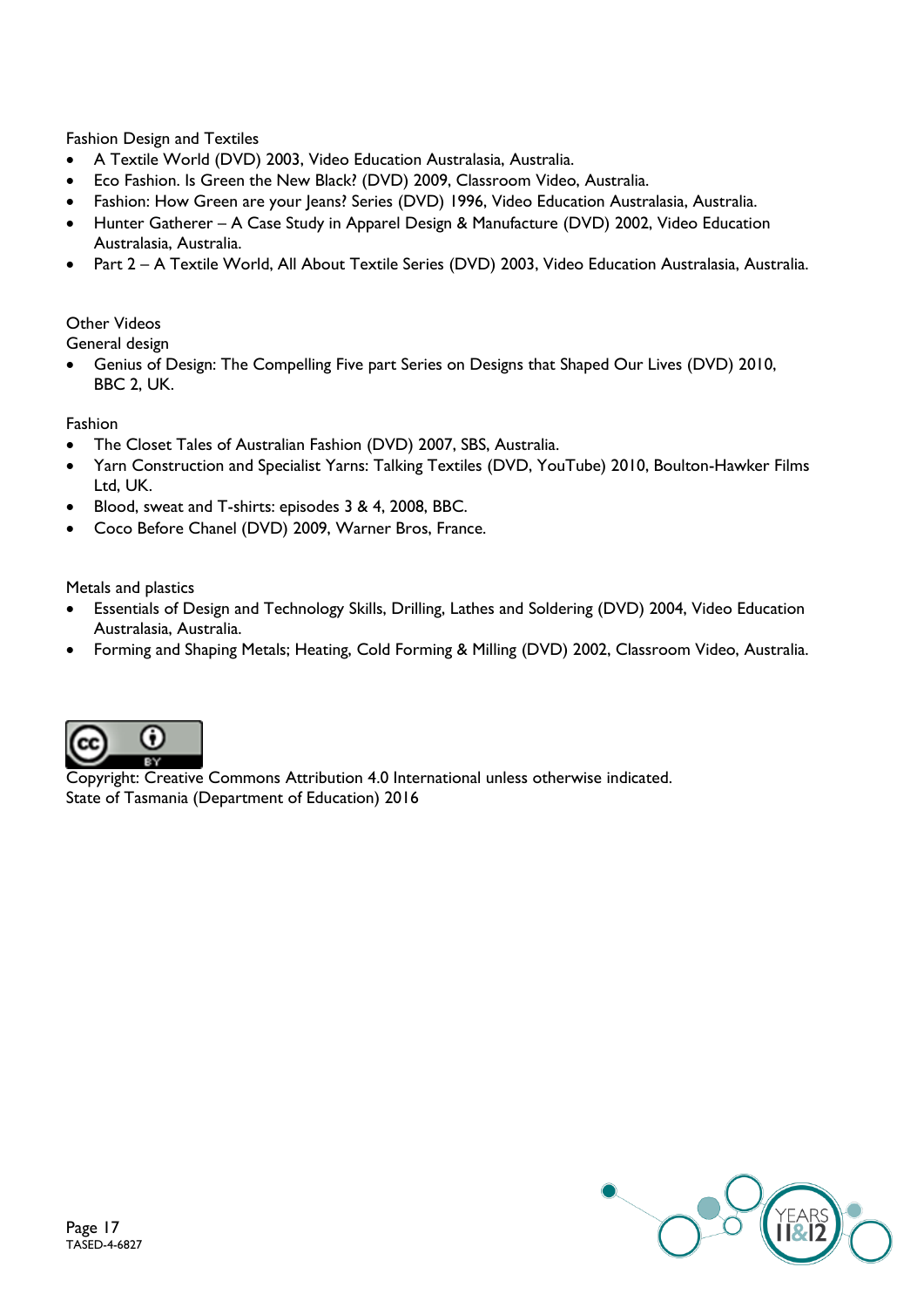Fashion Design and Textiles

- A Textile World (DVD) 2003, Video Education Australasia, Australia.
- Eco Fashion. Is Green the New Black? (DVD) 2009, Classroom Video, Australia.
- Fashion: How Green are your Jeans? Series (DVD) 1996, Video Education Australasia, Australia.
- Hunter Gatherer – A Case Study in Apparel Design & Manufacture (DVD) 2002, Video Education Australasia, Australia.
- Part 2 – A Textile World, All About Textile Series (DVD) 2003, Video Education Australasia, Australia.

Other Videos

General design

- Genius of Design: The Compelling Five part Series on Designs that Shaped Our Lives (DVD) 2010, BBC 2, UK.

Fashion

- The Closet Tales of Australian Fashion (DVD) 2007, SBS, Australia.
- Yarn Construction and Specialist Yarns: Talking Textiles (DVD, YouTube) 2010, Boulton-Hawker Films Ltd, UK.
- Blood, sweat and T-shirts: episodes 3 & 4, 2008, BBC.
- Coco Before Chanel (DVD) 2009, Warner Bros, France.

Metals and plastics

- Essentials of Design and Technology Skills, Drilling, Lathes and Soldering (DVD) 2004, Video Education Australasia, Australia.
- Forming and Shaping Metals; Heating, Cold Forming & Milling (DVD) 2002, Classroom Video, Australia.

Copyright: Creative Commons Attribution 4.0 International unless otherwise indicated.
State of Tasmania (Department of Education) 2016

TASED-4-6827